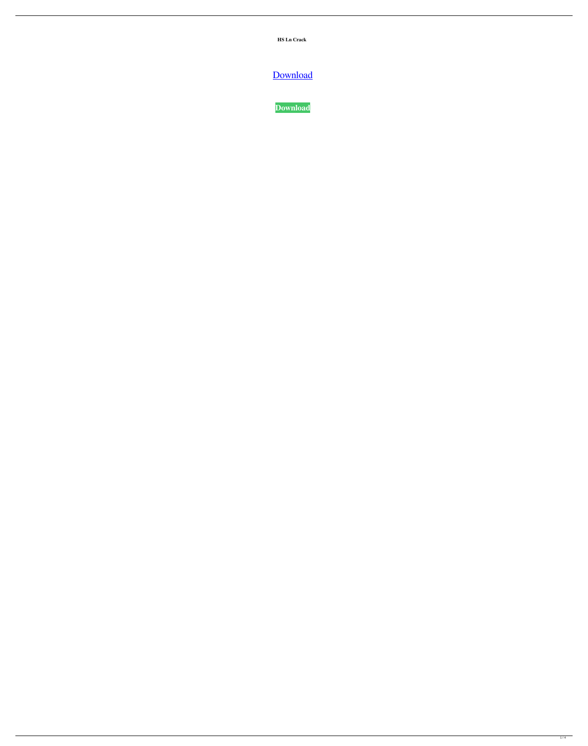**HS Ln Crack**

Download

**Download**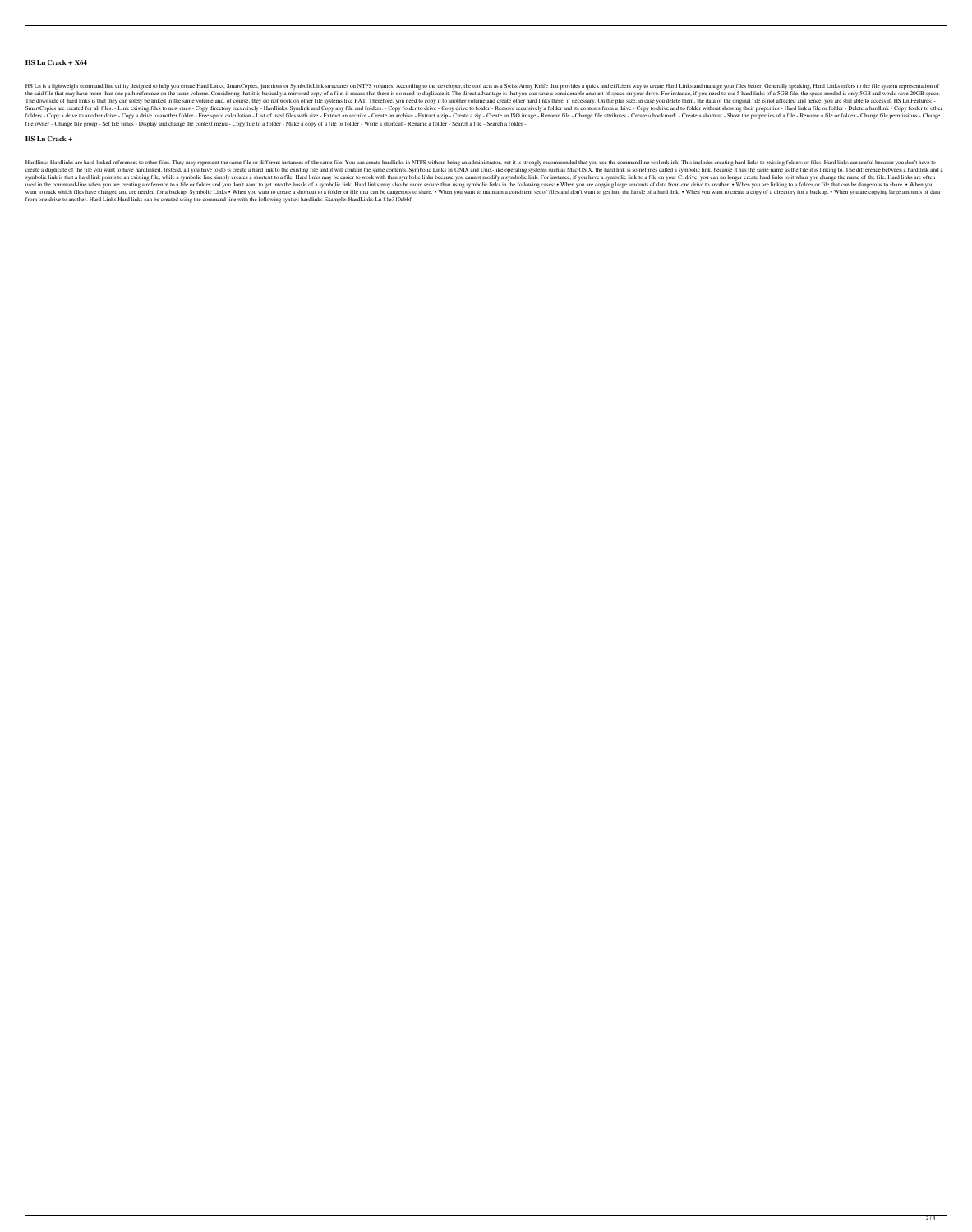## HS Ln Crack + X64

HS Ln is a lightweight command line utility designed to help you create Hard Links, SmartCopies, junctions or SymbolicLink structures on NTFS volumes. According to the developer, the tool acts as a Swiss Army Knife that provides a quick and efficient way to create Hard Links and manage your files better. Generally speaking, Hard Links refers to the file system representation of the said file that may have more than one path reference on the same volume. Considering that it is basically a mirrored copy of a file, it means that there is no need to duplicate it. The direct advantage is that you can save a considerable amount of space on your drive. For instance, if you need to use 5 hard links of a 5GB file, the space needed is only 5GB and would save 20GB space. The downside of hard links is that they can solely be linked in the same volume and, of course, they do not work on other file systems like FAT. Therefore, you need to copy it to another volume and create other hard links there, if necessary. On the plus size, in case you delete them, the data of the original file is not affected and hence, you are still able to access it. HS Ln Features: - SmartCopies are created for all files. - Link existing files to new ones - Copy directory recursively - Hardlinks, Symlink and Copy any file and folders. - Copy folder to drive - Copy drive to folder - Remove recursively a folder and its contents from a drive - Copy to drive and to folder without showing their properties - Hard link a file or folder - Delete a hardlink - Copy folder to other folders - Copy a drive to another drive - Copy a drive to another folder - Free space calculation - List of used files with size - Extract an archive - Create an archive - Extract a zip - Create a zip - Create an ISO image - Rename file - Change file attributes - Create a bookmark - Create a shortcut - Show the properties of a file - Rename a file or folder - Change file permissions - Change file owner - Change file group - Set file times - Display and change the context menu - Copy file to a folder - Make a copy of a file or folder - Write a shortcut - Rename a folder - Search a file - Search a folder -

## HS Ln Crack +

Hardlinks Hardlinks are hard-linked references to other files. They may represent the same file or different instances of the same file. You can create hardlinks in NTFS without being an administrator, but it is strongly recommended that you use the commandline tool mklink. This includes creating hard links to existing folders or files. Hard links are useful because you don't have to create a duplicate of the file you want to have hardlinked. Instead, all you have to do is create a hard link to the existing file and it will contain the same contents. Symbolic Links In UNIX and Unix-like operating systems such as Mac OS X, the hard link is sometimes called a symbolic link, because it has the same name as the file it is linking to. The difference between a hard link and a symbolic link is that a hard link points to an existing file, while a symbolic link simply creates a shortcut to a file. Hard links may be easier to work with than symbolic links because you cannot modify a symbolic link. For instance, if you have a symbolic link to a file on your C: drive, you can no longer create hard links to it when you change the name of the file. Hard links are often used in the command-line when you are creating a reference to a file or folder and you don't want to get into the hassle of a symbolic link. Hard links may also be more secure than using symbolic links in the following cases: • When you are copying large amounts of data from one drive to another. • When you are linking to a folder or file that can be dangerous to share. • When you want to track which files have changed and are needed for a backup. Symbolic Links • When you want to create a shortcut to a folder or file that can be dangerous to share. • When you want to maintain a consistent set of files and don't want to get into the hassle of a hard link. • When you want to create a copy of a directory for a backup. • When you are copying large amounts of data from one drive to another. Hard Links Hard links can be created using the command line with the following syntax: hardlinks Example: HardLinks Ln 81e310abbf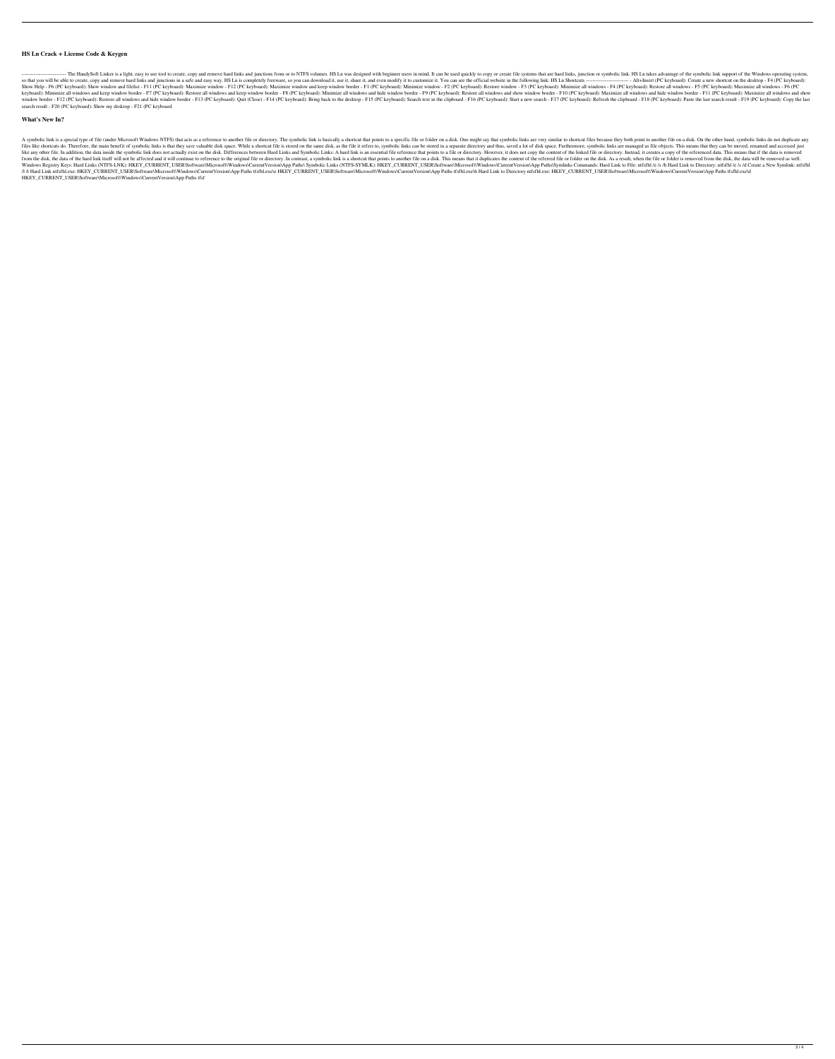## HS Ln Crack + License Code & Keygen

------------------------ The HandySoft Linker is a light, easy to use tool to create, copy and remove hard links and junctions from or to NTFS volumes. HS Ln was designed with beginner users in mind. It can be used quickly to copy or create file systems that are hard links, junction or symbolic link. HS Ln takes advantage of the symbolic link support of the Windows operating system, so that you will be able to create, copy and remove hard links and junctions in a safe and easy way. HS Ln is completely freeware, so you can download it, use it, share it, and even modify it to customize it. You can see the official website in the following link: HS Ln Shortcuts ------------------------ - Alt+Insert (PC keyboard): Create a new shortcut on the desktop - F4 (PC keyboard): Show Help - F6 (PC keyboard): Show window and filelist - F11 (PC keyboard): Maximize window - F12 (PC keyboard): Maximize window and keep window border - F1 (PC keyboard): Minimize window - F2 (PC keyboard): Restore window - F3 (PC keyboard): Minimize all windows - F4 (PC keyboard): Restore all windows - F5 (PC keyboard): Maximize all windows - F6 (PC keyboard): Minimize all windows and keep window border - F7 (PC keyboard): Restore all windows and keep window border - F8 (PC keyboard): Minimize all windows and hide window border - F9 (PC keyboard): Restore all windows and show window border - F10 (PC keyboard): Maximize all windows and hide window border - F11 (PC keyboard): Maximize all windows and show window border - F12 (PC keyboard): Restore all windows and hide window border - F13 (PC keyboard): Quit (Close) - F14 (PC keyboard): Bring back to the desktop - F15 (PC keyboard): Search text in the clipboard - F16 (PC keyboard): Start a new search - F17 (PC keyboard): Refresh the clipboard - F18 (PC keyboard): Paste the last search result - F19 (PC keyboard): Copy the last search result - F20 (PC keyboard): Show my desktop - F21 (PC keyboard

## What's New In?

A symbolic link is a special type of file (under Microsoft Windows NTFS) that acts as a reference to another file or directory. The symbolic link is basically a shortcut that points to a specific file or folder on a disk. One might say that symbolic links are very similar to shortcut files because they both point to another file on a disk. On the other hand, symbolic links do not duplicate any files like shortcuts do. Therefore, the main benefit of symbolic links is that they save valuable disk space. While a shortcut file is stored on the same disk, as the file it refers to, symbolic links can be stored in a separate directory and thus, saved a lot of disk space. Furthermore, symbolic links are managed as file objects. This means that they can be moved, renamed and accessed just like any other file. In addition, the data inside the symbolic link does not actually exist on the disk. Differences between Hard Links and Symbolic Links: A hard link is an essential file reference that points to a file or directory. However, it does not copy the content of the linked file or directory. Instead, it creates a copy of the referenced data. This means that if the data is removed from the disk, the data of the hard link itself will not be affected and it will continue to reference to the original file or directory. In contrast, a symbolic link is a shortcut that points to another file on a disk. This means that it duplicates the content of the referred file or folder on the disk. As a result, when the file or folder is removed from the disk, the data will be removed as well. Windows Registry Keys: Hard Links (NTFS-LNK): HKEY_CURRENT_USER\Software\Microsoft\Windows\CurrentVersion\App Paths\ Symbolic Links (NTFS-SYMLK): HKEY_CURRENT_USER\Software\Microsoft\Windows\CurrentVersion\App Paths\Symlinks Commands: Hard Link to File: ntfsfhl /e /s /h Hard Link to Directory: ntfsfhl /e /s /d Create a New Symlink: ntfsfhl /l /t Hard Link ntfsfhl.exe: HKEY_CURRENT_USER\Software\Microsoft\Windows\CurrentVersion\App Paths tfsfhl.exe\e HKEY_CURRENT_USER\Software\Microsoft\Windows\CurrentVersion\App Paths tfsfhl.exe\h Hard Link to Directory ntfsfhl.exe: HKEY_CURRENT_USER\Software\Microsoft\Windows\CurrentVersion\App Paths tfsfhl.exe\d HKEY_CURRENT_USER\Software\Microsoft\Windows\CurrentVersion\App Paths tfsf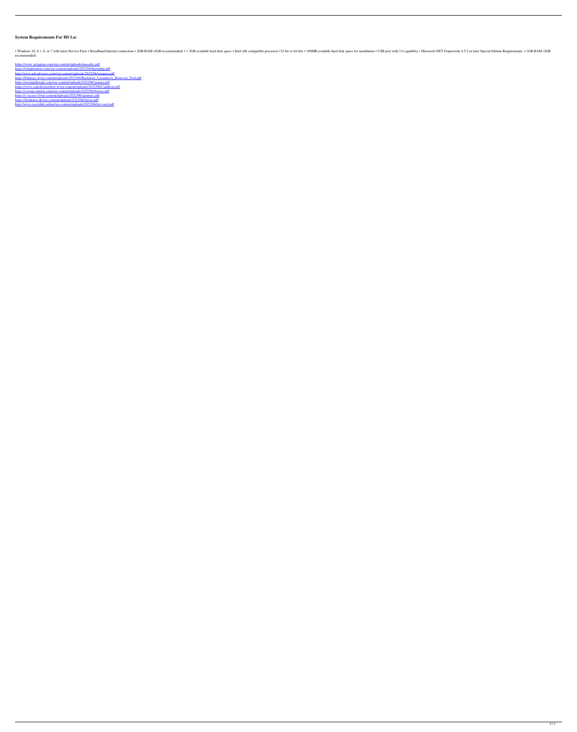### System Requirements For HS Ln:

• Windows 10, 8.1, 8, or 7 with latest Service Pack • Broadband Internet connection • 2GB RAM (4GB recommended) • 1.3GB available hard disk space • Intel x86 compatible processor (32-bit or 64-bit) • 100MB available hard disk space for installation • USB port with 2.0 capability • Microsoft.NET Framework 4.5.2 or later Special Edition Requirements: • 1GB RAM (2GB recommended)

https://www.jatjagran.com/wp-content/uploads/inasodiy.pdf
https://tchadmarket.com/wp-content/uploads/2022/06/hazmahp.pdf
http://www.ndvadvisers.com/wp-content/uploads/2022/06/wanaria.pdf
https://bnbeasy.it/wp-content/uploads/2022/06/Backdoor_LavandosA_Removal_Tool.pdf
https://nestingthreads.com/wp-content/uploads/2022/06/janeau.pdf
https://www.calzoleriayellow.it/wp-content/uploads/2022/06/Cauldron.pdf
https://corona-station.com/wp-content/uploads/2022/06/hersen.pdf
https://c-secure.fi/wp-content/uploads/2022/06/jammex.pdf
https://lernkurse.de/wp-content/uploads/2022/06/falvar.pdf
http://www.easytable.online/wp-content/uploads/2022/06/trevverd.pdf